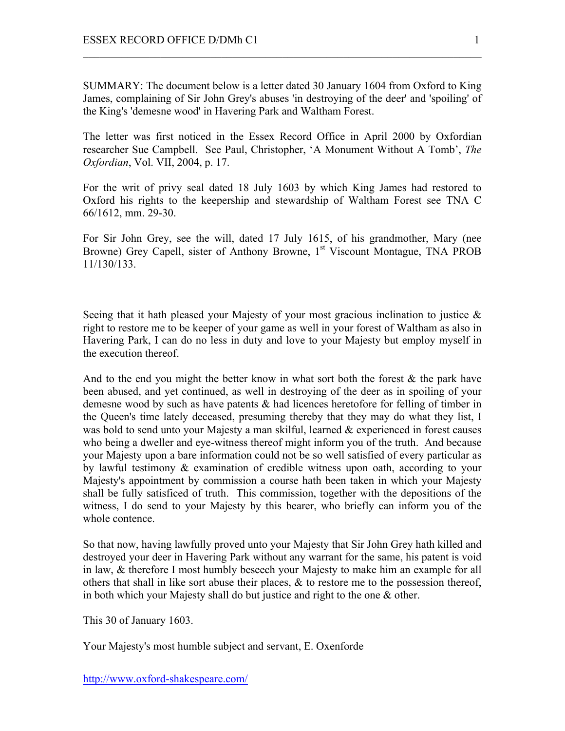SUMMARY: The document below is a letter dated 30 January 1604 from Oxford to King James, complaining of Sir John Grey's abuses 'in destroying of the deer' and 'spoiling' of the King's 'demesne wood' in Havering Park and Waltham Forest.

The letter was first noticed in the Essex Record Office in April 2000 by Oxfordian researcher Sue Campbell. See Paul, Christopher, 'A Monument Without A Tomb', *The Oxfordian*, Vol. VII, 2004, p. 17.

For the writ of privy seal dated 18 July 1603 by which King James had restored to Oxford his rights to the keepership and stewardship of Waltham Forest see TNA C 66/1612, mm. 29-30.

For Sir John Grey, see the will, dated 17 July 1615, of his grandmother, Mary (nee Browne) Grey Capell, sister of Anthony Browne, 1st Viscount Montague, TNA PROB 11/130/133.

Seeing that it hath pleased your Majesty of your most gracious inclination to justice & right to restore me to be keeper of your game as well in your forest of Waltham as also in Havering Park, I can do no less in duty and love to your Majesty but employ myself in the execution thereof.

And to the end you might the better know in what sort both the forest & the park have been abused, and yet continued, as well in destroying of the deer as in spoiling of your demesne wood by such as have patents & had licences heretofore for felling of timber in the Queen's time lately deceased, presuming thereby that they may do what they list, I was bold to send unto your Majesty a man skilful, learned & experienced in forest causes who being a dweller and eye-witness thereof might inform you of the truth. And because your Majesty upon a bare information could not be so well satisfied of every particular as by lawful testimony & examination of credible witness upon oath, according to your Majesty's appointment by commission a course hath been taken in which your Majesty shall be fully satisficed of truth. This commission, together with the depositions of the witness, I do send to your Majesty by this bearer, who briefly can inform you of the whole contence.

So that now, having lawfully proved unto your Majesty that Sir John Grey hath killed and destroyed your deer in Havering Park without any warrant for the same, his patent is void in law, & therefore I most humbly beseech your Majesty to make him an example for all others that shall in like sort abuse their places, & to restore me to the possession thereof, in both which your Majesty shall do but justice and right to the one & other.

This 30 of January 1603.

Your Majesty's most humble subject and servant, E. Oxenforde

http://www.oxford-shakespeare.com/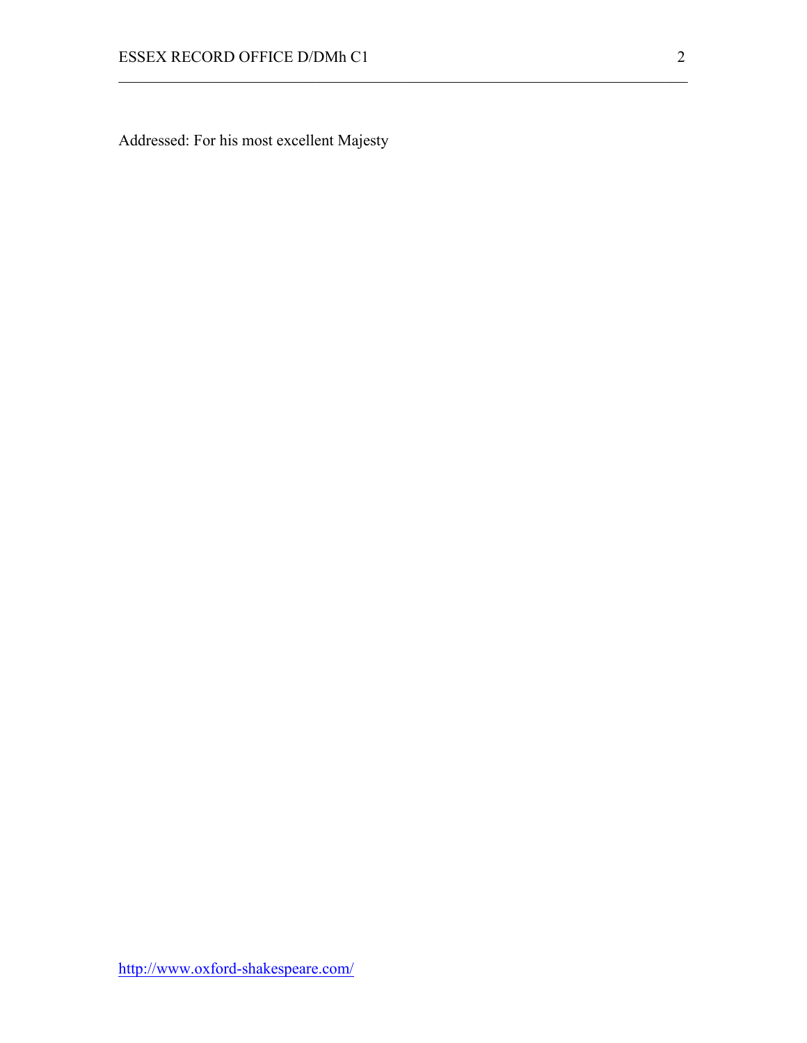Addressed: For his most excellent Majesty